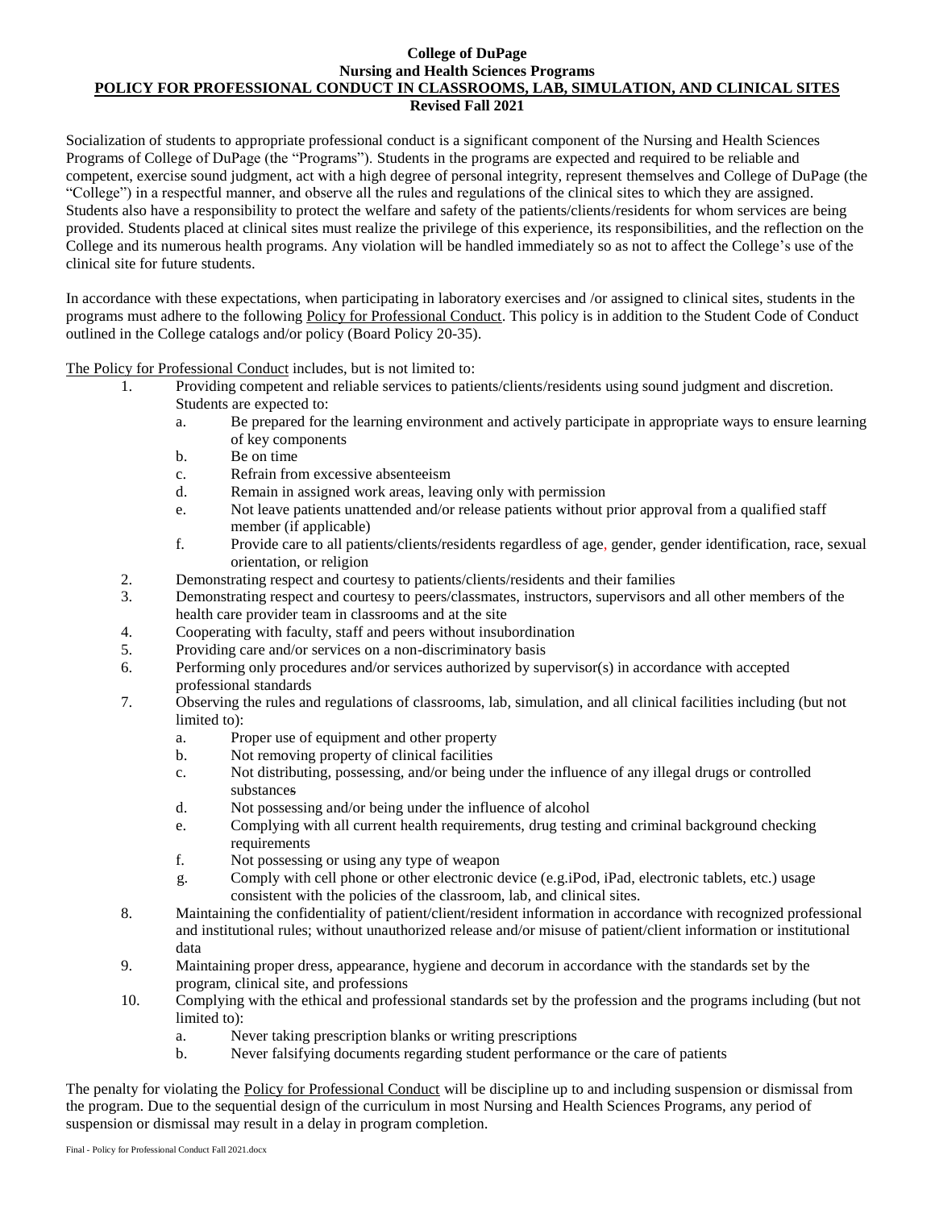**College of DuPage**
**Nursing and Health Sciences Programs**
**POLICY FOR PROFESSIONAL CONDUCT IN CLASSROOMS, LAB, SIMULATION, AND CLINICAL SITES**
**Revised Fall 2021**

Socialization of students to appropriate professional conduct is a significant component of the Nursing and Health Sciences Programs of College of DuPage (the "Programs"). Students in the programs are expected and required to be reliable and competent, exercise sound judgment, act with a high degree of personal integrity, represent themselves and College of DuPage (the "College") in a respectful manner, and observe all the rules and regulations of the clinical sites to which they are assigned. Students also have a responsibility to protect the welfare and safety of the patients/clients/residents for whom services are being provided. Students placed at clinical sites must realize the privilege of this experience, its responsibilities, and the reflection on the College and its numerous health programs. Any violation will be handled immediately so as not to affect the College's use of the clinical site for future students.

In accordance with these expectations, when participating in laboratory exercises and /or assigned to clinical sites, students in the programs must adhere to the following Policy for Professional Conduct. This policy is in addition to the Student Code of Conduct outlined in the College catalogs and/or policy (Board Policy 20-35).

The Policy for Professional Conduct includes, but is not limited to:

1. Providing competent and reliable services to patients/clients/residents using sound judgment and discretion. Students are expected to:
   a. Be prepared for the learning environment and actively participate in appropriate ways to ensure learning of key components
   b. Be on time
   c. Refrain from excessive absenteeism
   d. Remain in assigned work areas, leaving only with permission
   e. Not leave patients unattended and/or release patients without prior approval from a qualified staff member (if applicable)
   f. Provide care to all patients/clients/residents regardless of age, gender, gender identification, race, sexual orientation, or religion
2. Demonstrating respect and courtesy to patients/clients/residents and their families
3. Demonstrating respect and courtesy to peers/classmates, instructors, supervisors and all other members of the health care provider team in classrooms and at the site
4. Cooperating with faculty, staff and peers without insubordination
5. Providing care and/or services on a non-discriminatory basis
6. Performing only procedures and/or services authorized by supervisor(s) in accordance with accepted professional standards
7. Observing the rules and regulations of classrooms, lab, simulation, and all clinical facilities including (but not limited to):
   a. Proper use of equipment and other property
   b. Not removing property of clinical facilities
   c. Not distributing, possessing, and/or being under the influence of any illegal drugs or controlled substances
   d. Not possessing and/or being under the influence of alcohol
   e. Complying with all current health requirements, drug testing and criminal background checking requirements
   f. Not possessing or using any type of weapon
   g. Comply with cell phone or other electronic device (e.g.iPod, iPad, electronic tablets, etc.) usage consistent with the policies of the classroom, lab, and clinical sites.
8. Maintaining the confidentiality of patient/client/resident information in accordance with recognized professional and institutional rules; without unauthorized release and/or misuse of patient/client information or institutional data
9. Maintaining proper dress, appearance, hygiene and decorum in accordance with the standards set by the program, clinical site, and professions
10. Complying with the ethical and professional standards set by the profession and the programs including (but not limited to):
    a. Never taking prescription blanks or writing prescriptions
    b. Never falsifying documents regarding student performance or the care of patients

The penalty for violating the Policy for Professional Conduct will be discipline up to and including suspension or dismissal from the program. Due to the sequential design of the curriculum in most Nursing and Health Sciences Programs, any period of suspension or dismissal may result in a delay in program completion.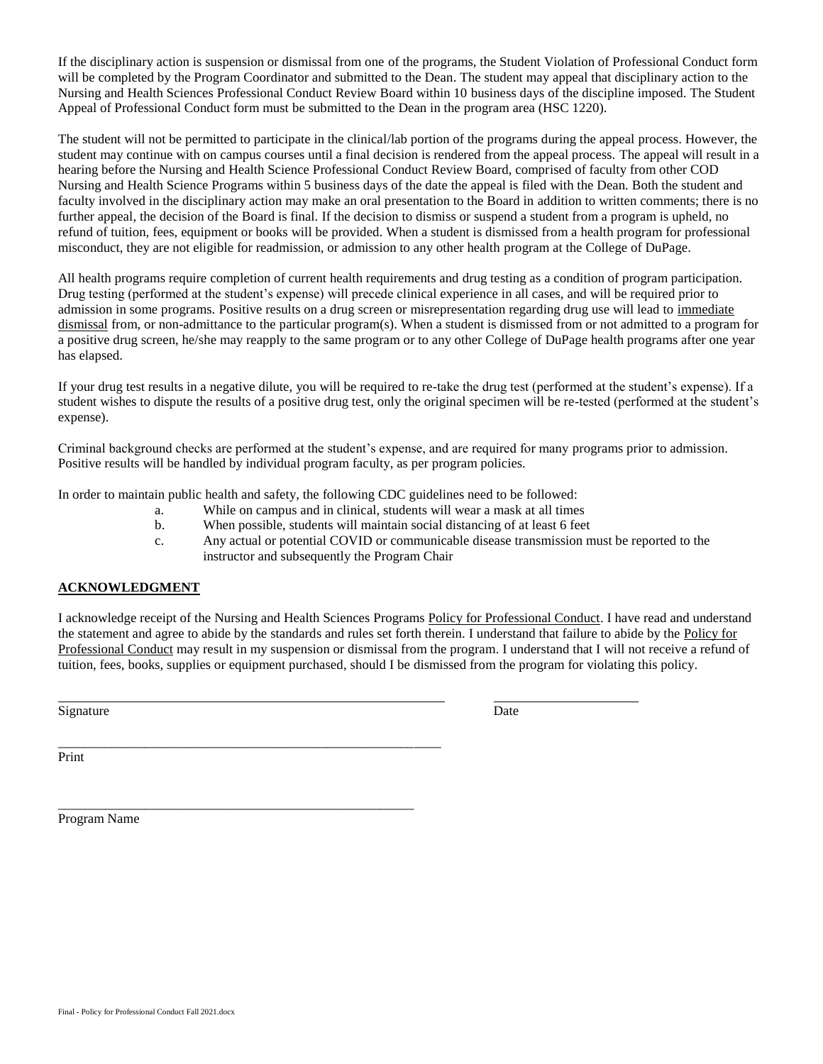If the disciplinary action is suspension or dismissal from one of the programs, the Student Violation of Professional Conduct form will be completed by the Program Coordinator and submitted to the Dean. The student may appeal that disciplinary action to the Nursing and Health Sciences Professional Conduct Review Board within 10 business days of the discipline imposed. The Student Appeal of Professional Conduct form must be submitted to the Dean in the program area (HSC 1220).

The student will not be permitted to participate in the clinical/lab portion of the programs during the appeal process. However, the student may continue with on campus courses until a final decision is rendered from the appeal process. The appeal will result in a hearing before the Nursing and Health Science Professional Conduct Review Board, comprised of faculty from other COD Nursing and Health Science Programs within 5 business days of the date the appeal is filed with the Dean. Both the student and faculty involved in the disciplinary action may make an oral presentation to the Board in addition to written comments; there is no further appeal, the decision of the Board is final. If the decision to dismiss or suspend a student from a program is upheld, no refund of tuition, fees, equipment or books will be provided. When a student is dismissed from a health program for professional misconduct, they are not eligible for readmission, or admission to any other health program at the College of DuPage.

All health programs require completion of current health requirements and drug testing as a condition of program participation. Drug testing (performed at the student's expense) will precede clinical experience in all cases, and will be required prior to admission in some programs. Positive results on a drug screen or misrepresentation regarding drug use will lead to immediate dismissal from, or non-admittance to the particular program(s). When a student is dismissed from or not admitted to a program for a positive drug screen, he/she may reapply to the same program or to any other College of DuPage health programs after one year has elapsed.

If your drug test results in a negative dilute, you will be required to re-take the drug test (performed at the student's expense). If a student wishes to dispute the results of a positive drug test, only the original specimen will be re-tested (performed at the student's expense).

Criminal background checks are performed at the student's expense, and are required for many programs prior to admission. Positive results will be handled by individual program faculty, as per program policies.

In order to maintain public health and safety, the following CDC guidelines need to be followed:

a. While on campus and in clinical, students will wear a mask at all times
b. When possible, students will maintain social distancing of at least 6 feet
c. Any actual or potential COVID or communicable disease transmission must be reported to the instructor and subsequently the Program Chair

## ACKNOWLEDGMENT

I acknowledge receipt of the Nursing and Health Sciences Programs Policy for Professional Conduct. I have read and understand the statement and agree to abide by the standards and rules set forth therein. I understand that failure to abide by the Policy for Professional Conduct may result in my suspension or dismissal from the program. I understand that I will not receive a refund of tuition, fees, books, supplies or equipment purchased, should I be dismissed from the program for violating this policy.

\_\_\_\_\_\_\_\_\_\_\_\_\_\_\_\_\_\_\_\_\_\_\_\_\_\_\_\_\_\_\_\_\_\_\_\_\_\_\_\_\_\_\_\_\_\_\_\_\_\_\_\_\_\_\_\_ \_\_\_\_\_\_\_\_\_\_\_\_\_\_\_\_\_\_\_\_\_\_

Signature Date

\_\_\_\_\_\_\_\_\_\_\_\_\_\_\_\_\_\_\_\_\_\_\_\_\_\_\_\_\_\_\_\_\_\_\_\_\_\_\_\_\_\_\_\_\_\_\_\_\_\_\_\_\_\_\_\_

Print

\_\_\_\_\_\_\_\_\_\_\_\_\_\_\_\_\_\_\_\_\_\_\_\_\_\_\_\_\_\_\_\_\_\_\_\_\_\_\_\_\_\_\_\_\_\_\_\_\_\_\_\_\_\_\_\_

Program Name

Final - Policy for Professional Conduct Fall 2021.docx